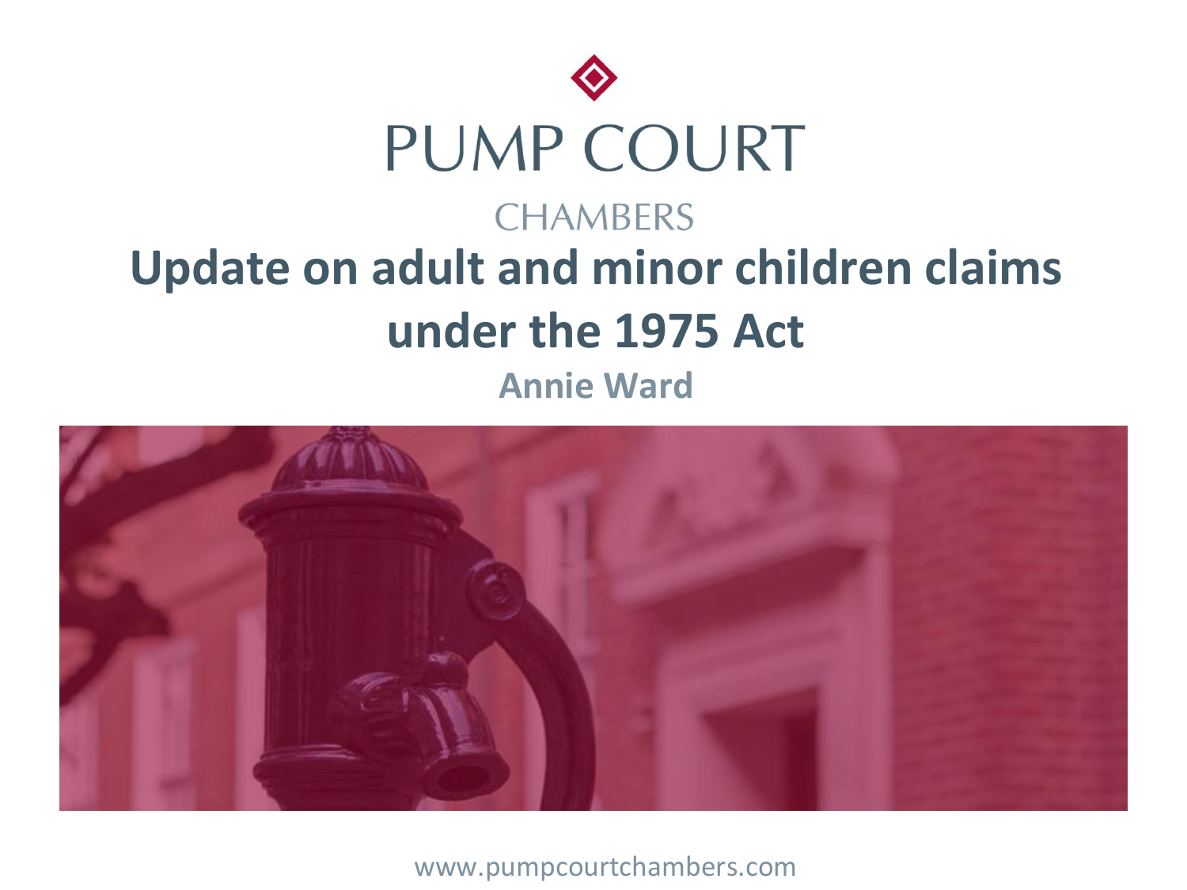PUMP COURT

CHAMBERS

# Update on adult and minor children claims under the 1975 Act

**Annie Ward**

www.pumpcourtchambers.com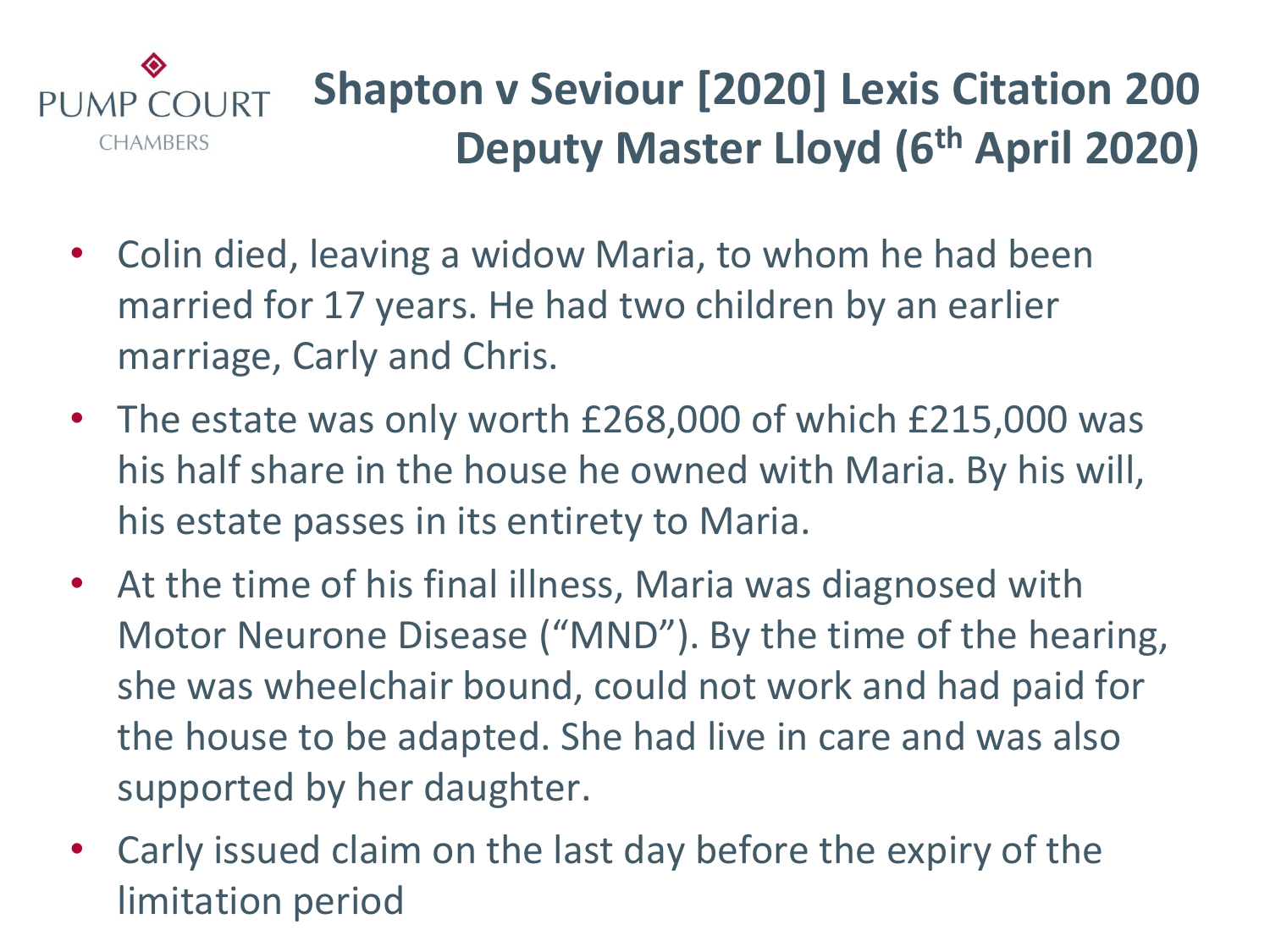# Shapton v Seviour [2020] Lexis Citation 200 Deputy Master Lloyd (6th April 2020)

- Colin died, leaving a widow Maria, to whom he had been married for 17 years. He had two children by an earlier marriage, Carly and Chris.
- The estate was only worth £268,000 of which £215,000 was his half share in the house he owned with Maria. By his will, his estate passes in its entirety to Maria.
- At the time of his final illness, Maria was diagnosed with Motor Neurone Disease ("MND"). By the time of the hearing, she was wheelchair bound, could not work and had paid for the house to be adapted. She had live in care and was also supported by her daughter.
- Carly issued claim on the last day before the expiry of the limitation period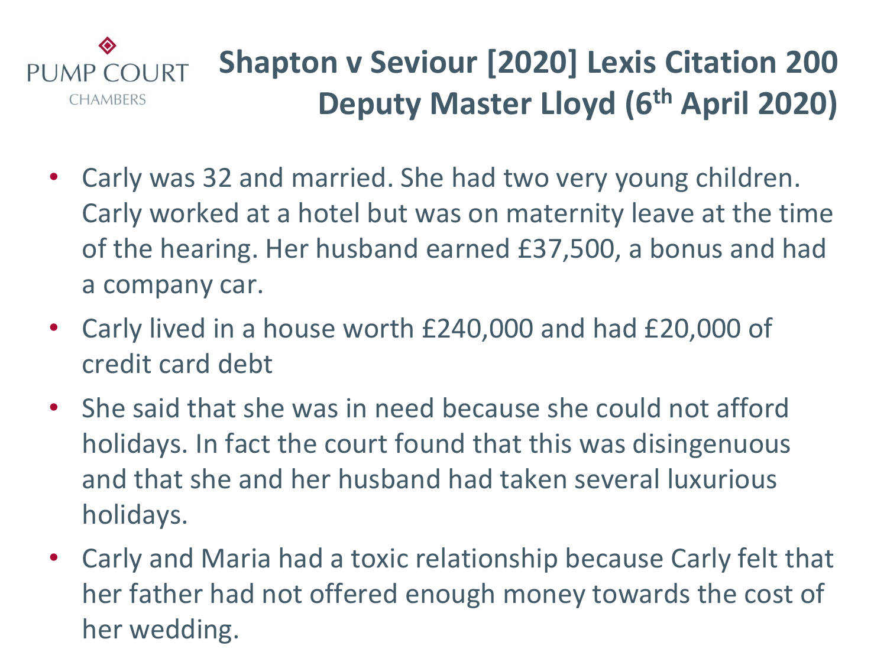# Shapton v Seviour [2020] Lexis Citation 200 Deputy Master Lloyd (6th April 2020)

- Carly was 32 and married. She had two very young children. Carly worked at a hotel but was on maternity leave at the time of the hearing. Her husband earned £37,500, a bonus and had a company car.
- Carly lived in a house worth £240,000 and had £20,000 of credit card debt
- She said that she was in need because she could not afford holidays. In fact the court found that this was disingenuous and that she and her husband had taken several luxurious holidays.
- Carly and Maria had a toxic relationship because Carly felt that her father had not offered enough money towards the cost of her wedding.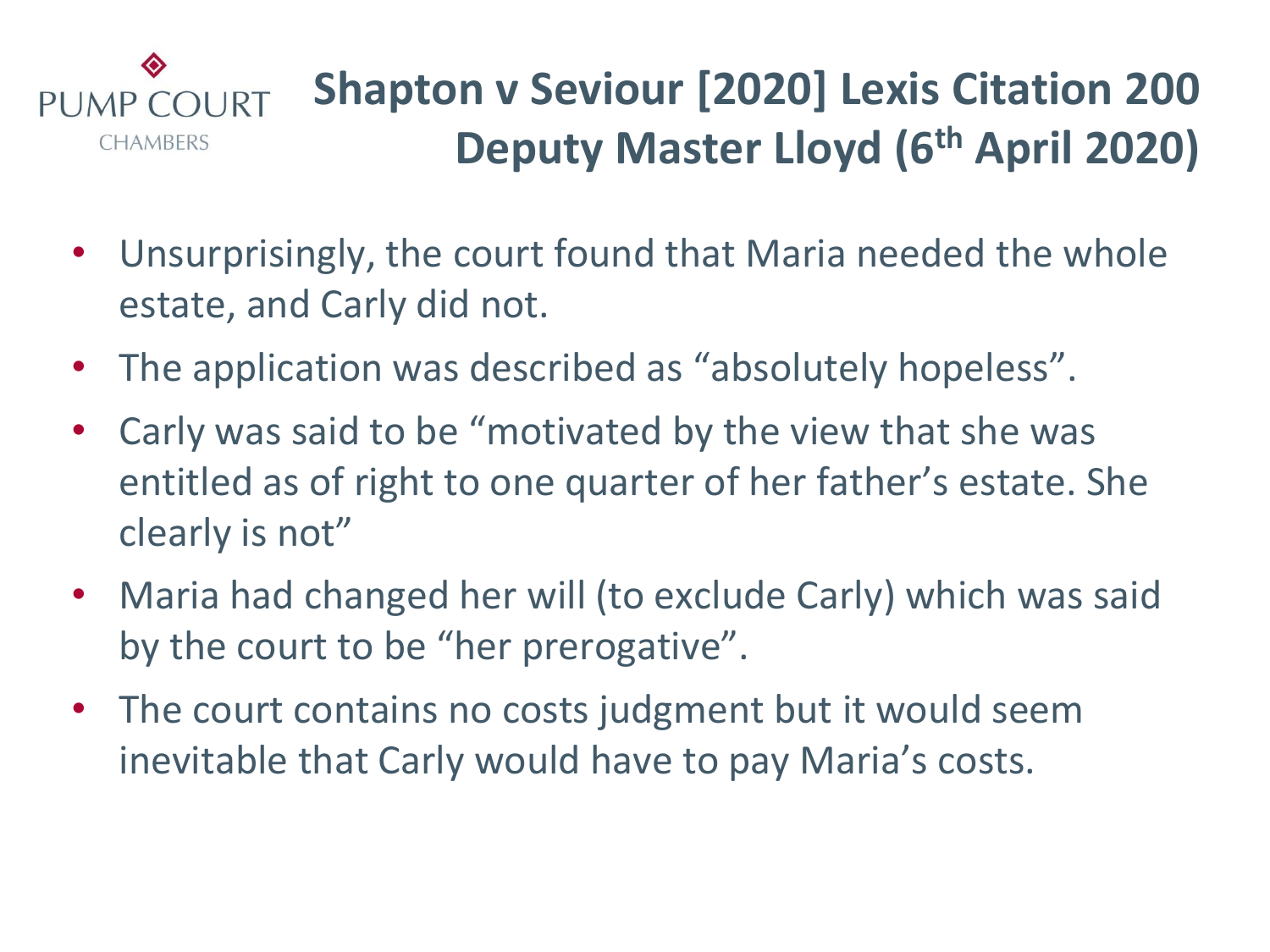# Shapton v Seviour [2020] Lexis Citation 200 Deputy Master Lloyd (6th April 2020)

- Unsurprisingly, the court found that Maria needed the whole estate, and Carly did not.
- The application was described as “absolutely hopeless”.
- Carly was said to be “motivated by the view that she was entitled as of right to one quarter of her father’s estate. She clearly is not”
- Maria had changed her will (to exclude Carly) which was said by the court to be “her prerogative”.
- The court contains no costs judgment but it would seem inevitable that Carly would have to pay Maria’s costs.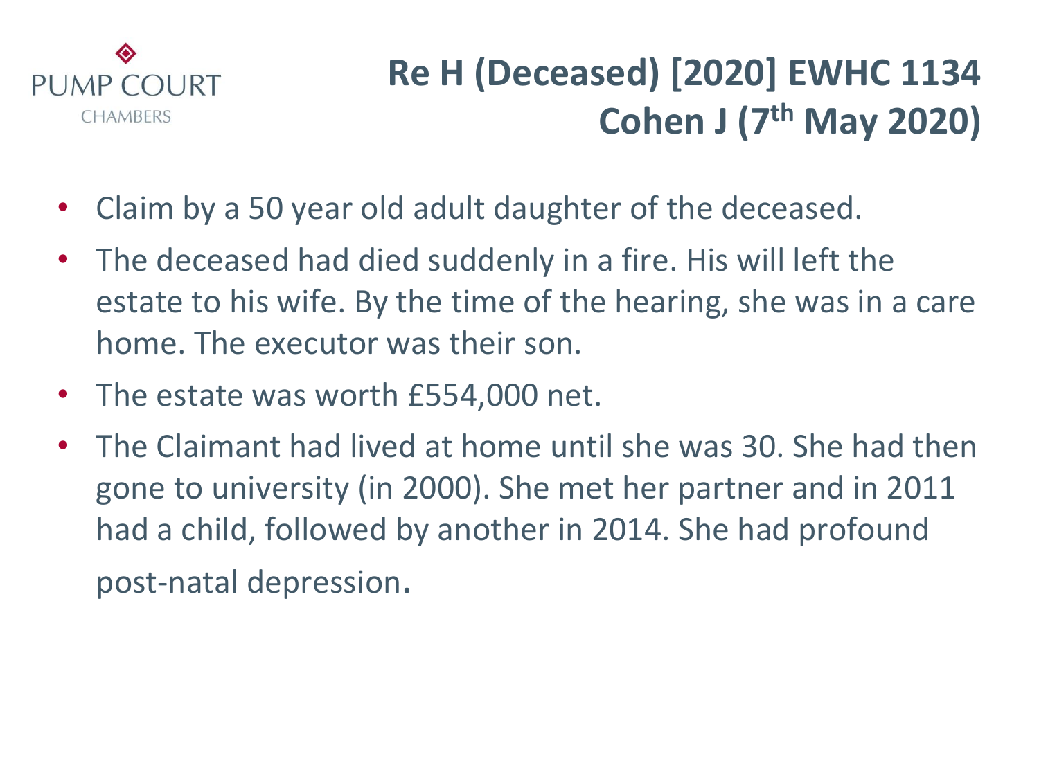# Re H (Deceased) [2020] EWHC 1134 Cohen J (7th May 2020)

- Claim by a 50 year old adult daughter of the deceased.
- The deceased had died suddenly in a fire. His will left the estate to his wife. By the time of the hearing, she was in a care home. The executor was their son.
- The estate was worth £554,000 net.
- The Claimant had lived at home until she was 30. She had then gone to university (in 2000). She met her partner and in 2011 had a child, followed by another in 2014. She had profound post-natal depression.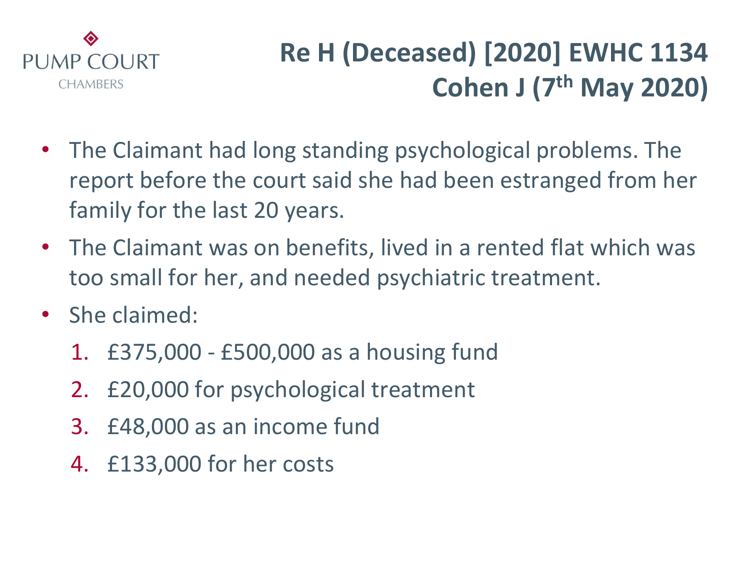# Re H (Deceased) [2020] EWHC 1134 Cohen J (7th May 2020)

- The Claimant had long standing psychological problems. The report before the court said she had been estranged from her family for the last 20 years.
- The Claimant was on benefits, lived in a rented flat which was too small for her, and needed psychiatric treatment.
- She claimed:
  1. £375,000 - £500,000 as a housing fund
  2. £20,000 for psychological treatment
  3. £48,000 as an income fund
  4. £133,000 for her costs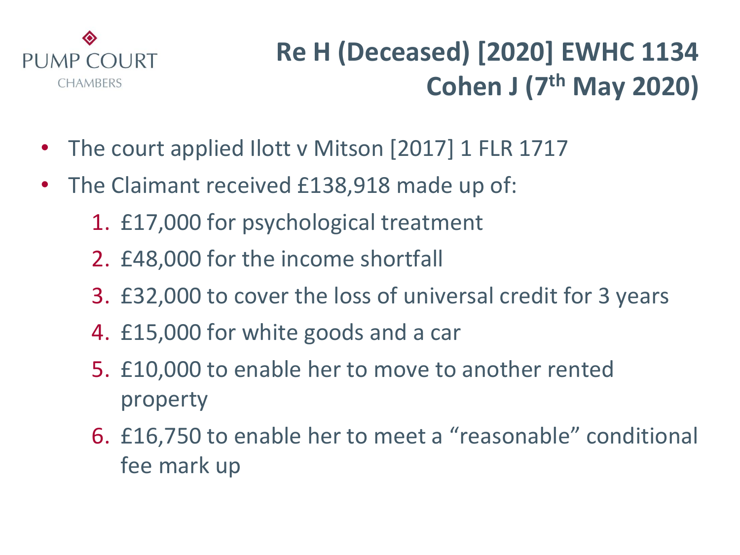# Re H (Deceased) [2020] EWHC 1134 Cohen J (7th May 2020)

- The court applied Ilott v Mitson [2017] 1 FLR 1717
- The Claimant received £138,918 made up of:
  1. £17,000 for psychological treatment
  2. £48,000 for the income shortfall
  3. £32,000 to cover the loss of universal credit for 3 years
  4. £15,000 for white goods and a car
  5. £10,000 to enable her to move to another rented property
  6. £16,750 to enable her to meet a "reasonable" conditional fee mark up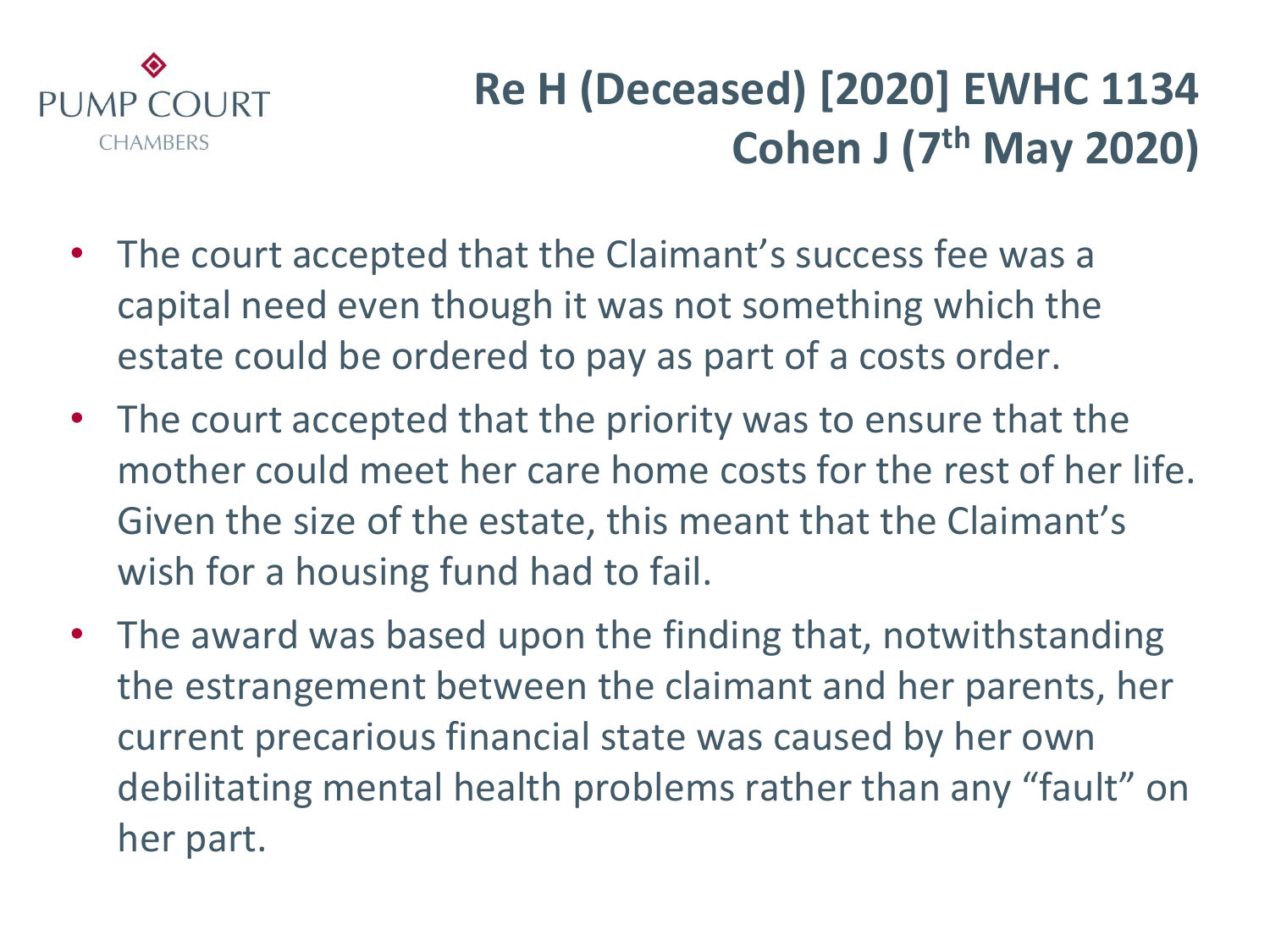# Re H (Deceased) [2020] EWHC 1134 Cohen J (7th May 2020)

- The court accepted that the Claimant's success fee was a capital need even though it was not something which the estate could be ordered to pay as part of a costs order.
- The court accepted that the priority was to ensure that the mother could meet her care home costs for the rest of her life. Given the size of the estate, this meant that the Claimant's wish for a housing fund had to fail.
- The award was based upon the finding that, notwithstanding the estrangement between the claimant and her parents, her current precarious financial state was caused by her own debilitating mental health problems rather than any "fault" on her part.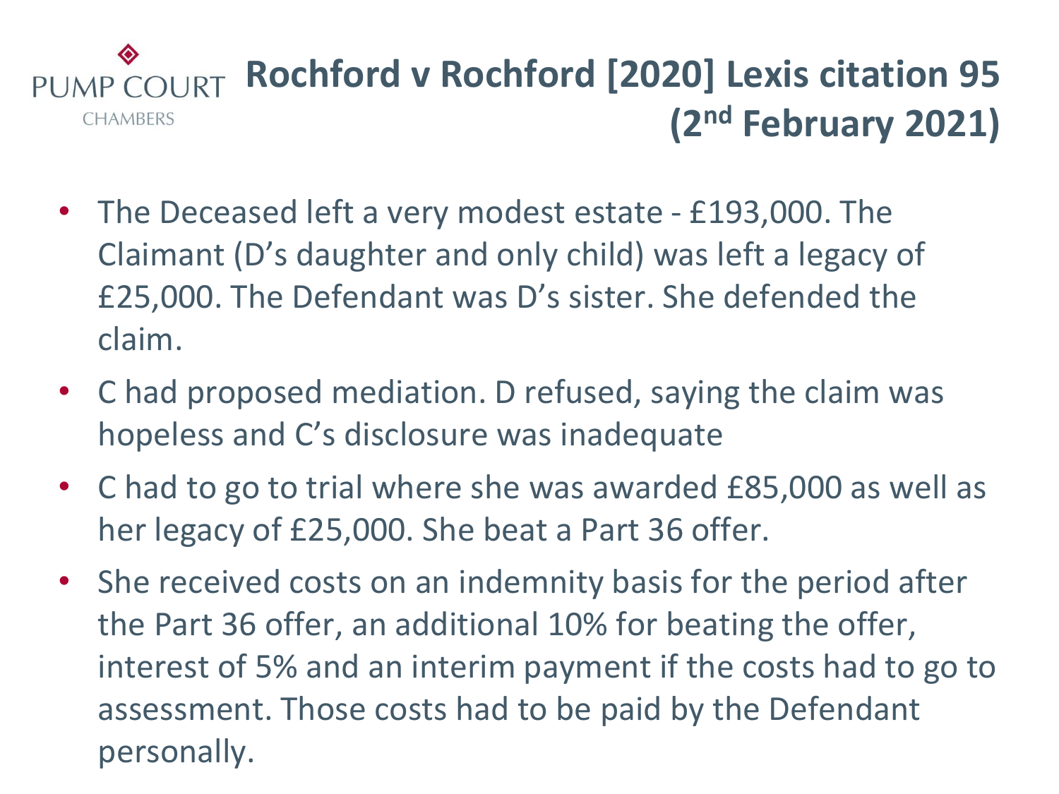# Rochford v Rochford [2020] Lexis citation 95 (2nd February 2021)

- The Deceased left a very modest estate - £193,000. The Claimant (D's daughter and only child) was left a legacy of £25,000. The Defendant was D's sister. She defended the claim.
- C had proposed mediation. D refused, saying the claim was hopeless and C's disclosure was inadequate
- C had to go to trial where she was awarded £85,000 as well as her legacy of £25,000. She beat a Part 36 offer.
- She received costs on an indemnity basis for the period after the Part 36 offer, an additional 10% for beating the offer, interest of 5% and an interim payment if the costs had to go to assessment. Those costs had to be paid by the Defendant personally.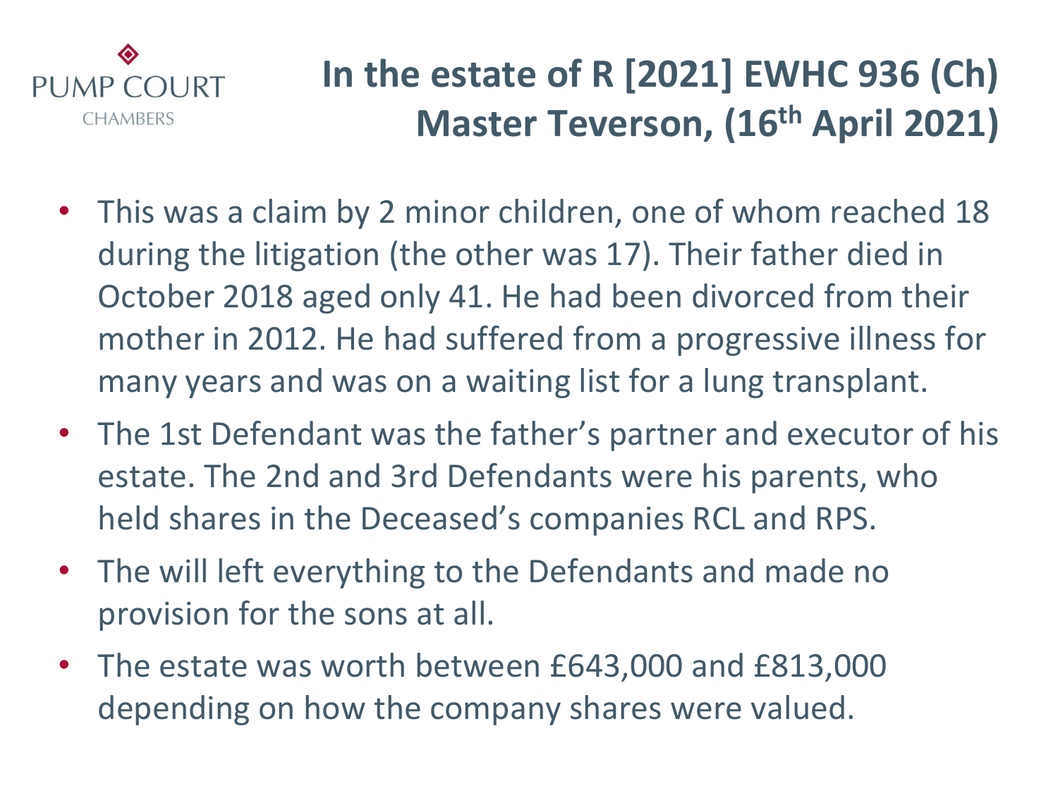# In the estate of R [2021] EWHC 936 (Ch) Master Teverson, (16th April 2021)

- This was a claim by 2 minor children, one of whom reached 18 during the litigation (the other was 17). Their father died in October 2018 aged only 41. He had been divorced from their mother in 2012. He had suffered from a progressive illness for many years and was on a waiting list for a lung transplant.
- The 1st Defendant was the father's partner and executor of his estate. The 2nd and 3rd Defendants were his parents, who held shares in the Deceased's companies RCL and RPS.
- The will left everything to the Defendants and made no provision for the sons at all.
- The estate was worth between £643,000 and £813,000 depending on how the company shares were valued.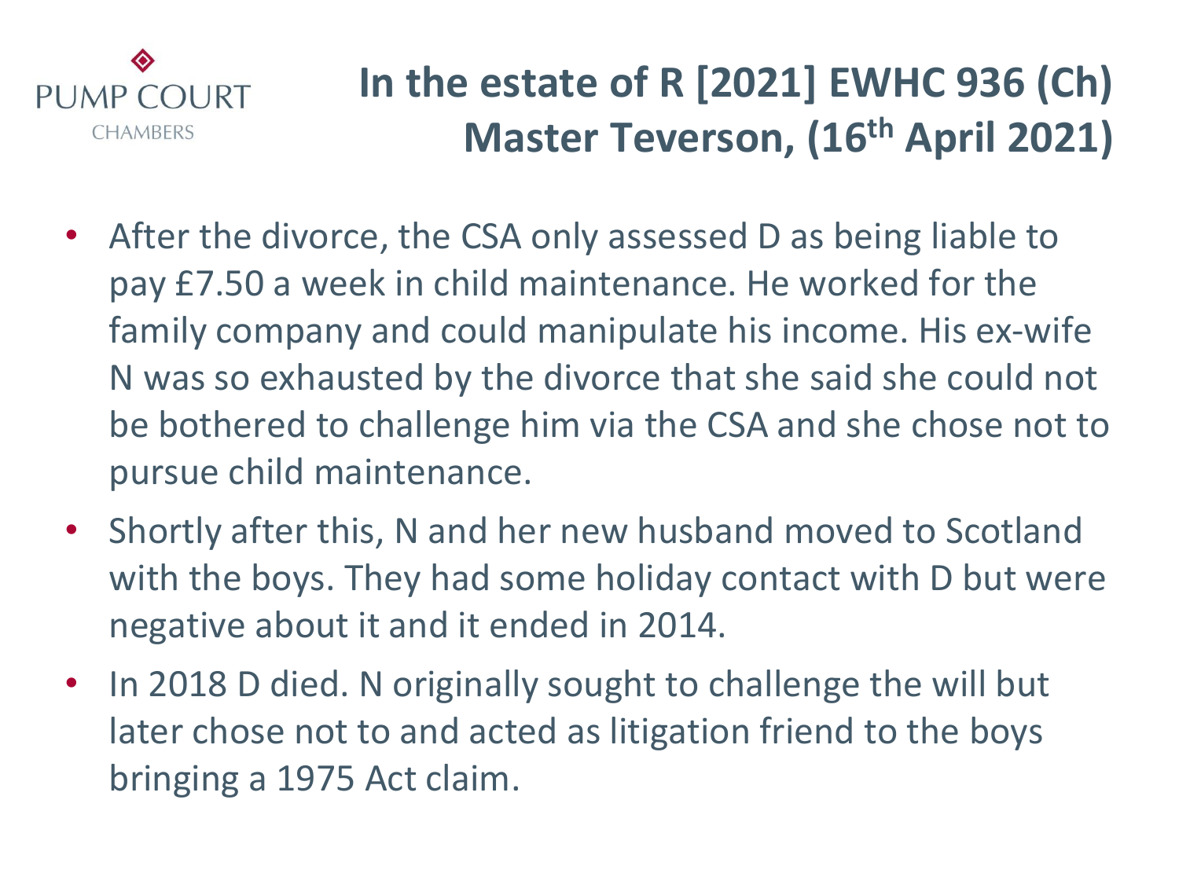# In the estate of R [2021] EWHC 936 (Ch) Master Teverson, (16th April 2021)

- After the divorce, the CSA only assessed D as being liable to pay £7.50 a week in child maintenance. He worked for the family company and could manipulate his income. His ex-wife N was so exhausted by the divorce that she said she could not be bothered to challenge him via the CSA and she chose not to pursue child maintenance.
- Shortly after this, N and her new husband moved to Scotland with the boys. They had some holiday contact with D but were negative about it and it ended in 2014.
- In 2018 D died. N originally sought to challenge the will but later chose not to and acted as litigation friend to the boys bringing a 1975 Act claim.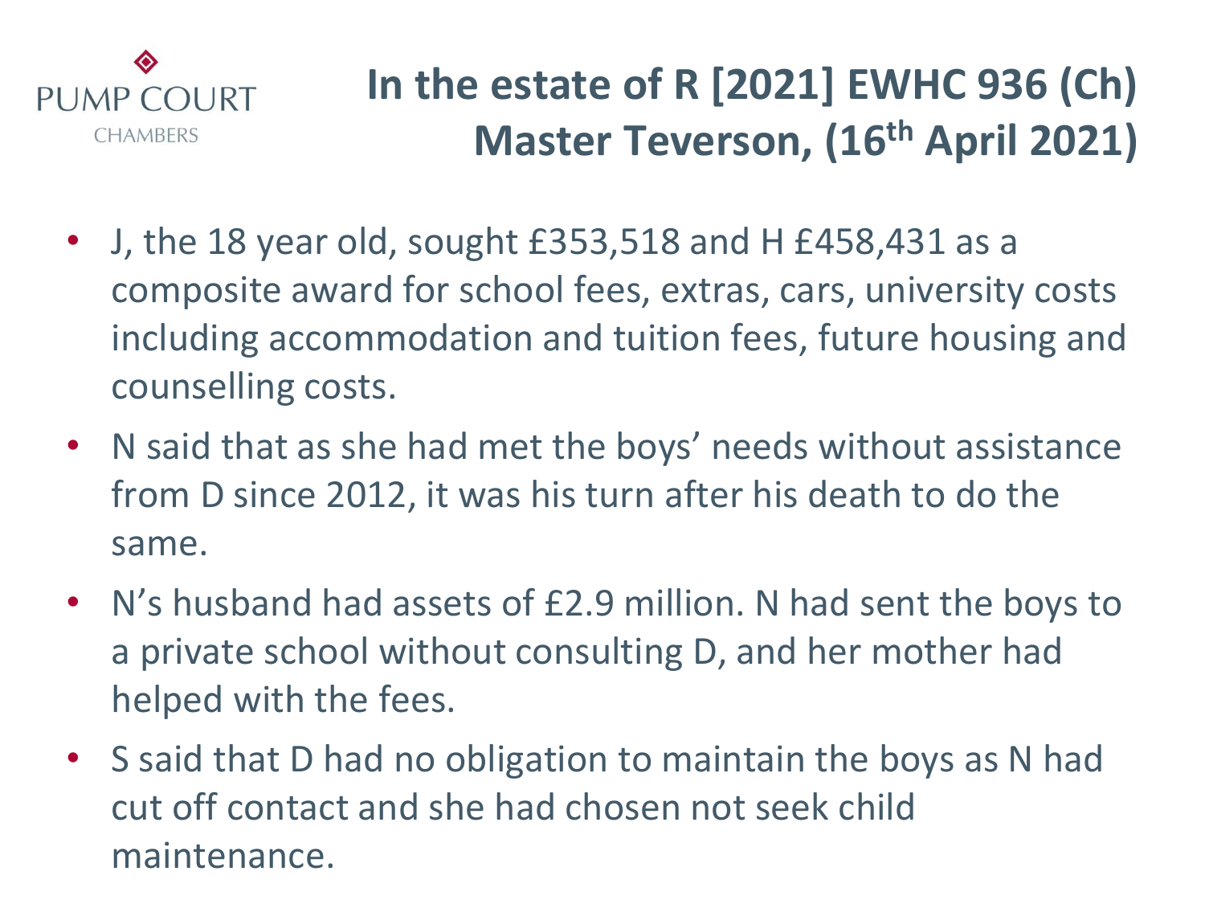# In the estate of R [2021] EWHC 936 (Ch) Master Teverson, (16th April 2021)

- J, the 18 year old, sought £353,518 and H £458,431 as a composite award for school fees, extras, cars, university costs including accommodation and tuition fees, future housing and counselling costs.
- N said that as she had met the boys' needs without assistance from D since 2012, it was his turn after his death to do the same.
- N's husband had assets of £2.9 million. N had sent the boys to a private school without consulting D, and her mother had helped with the fees.
- S said that D had no obligation to maintain the boys as N had cut off contact and she had chosen not seek child maintenance.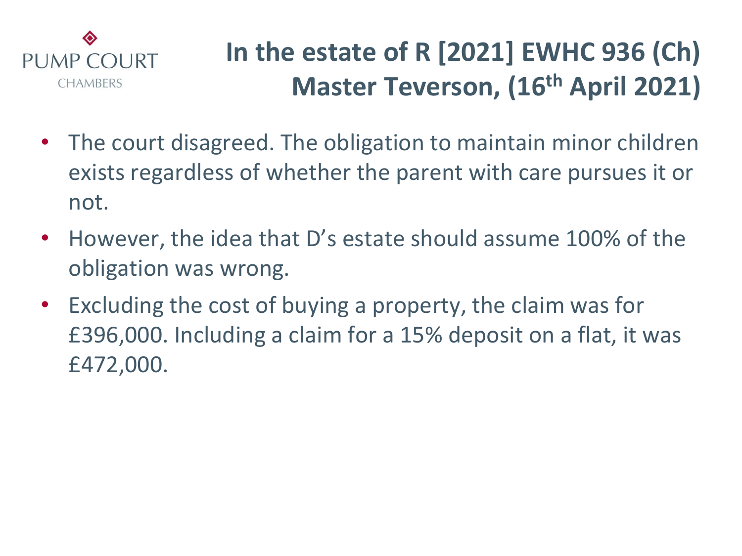# In the estate of R [2021] EWHC 936 (Ch) Master Teverson, (16th April 2021)

- The court disagreed. The obligation to maintain minor children exists regardless of whether the parent with care pursues it or not.
- However, the idea that D's estate should assume 100% of the obligation was wrong.
- Excluding the cost of buying a property, the claim was for £396,000. Including a claim for a 15% deposit on a flat, it was £472,000.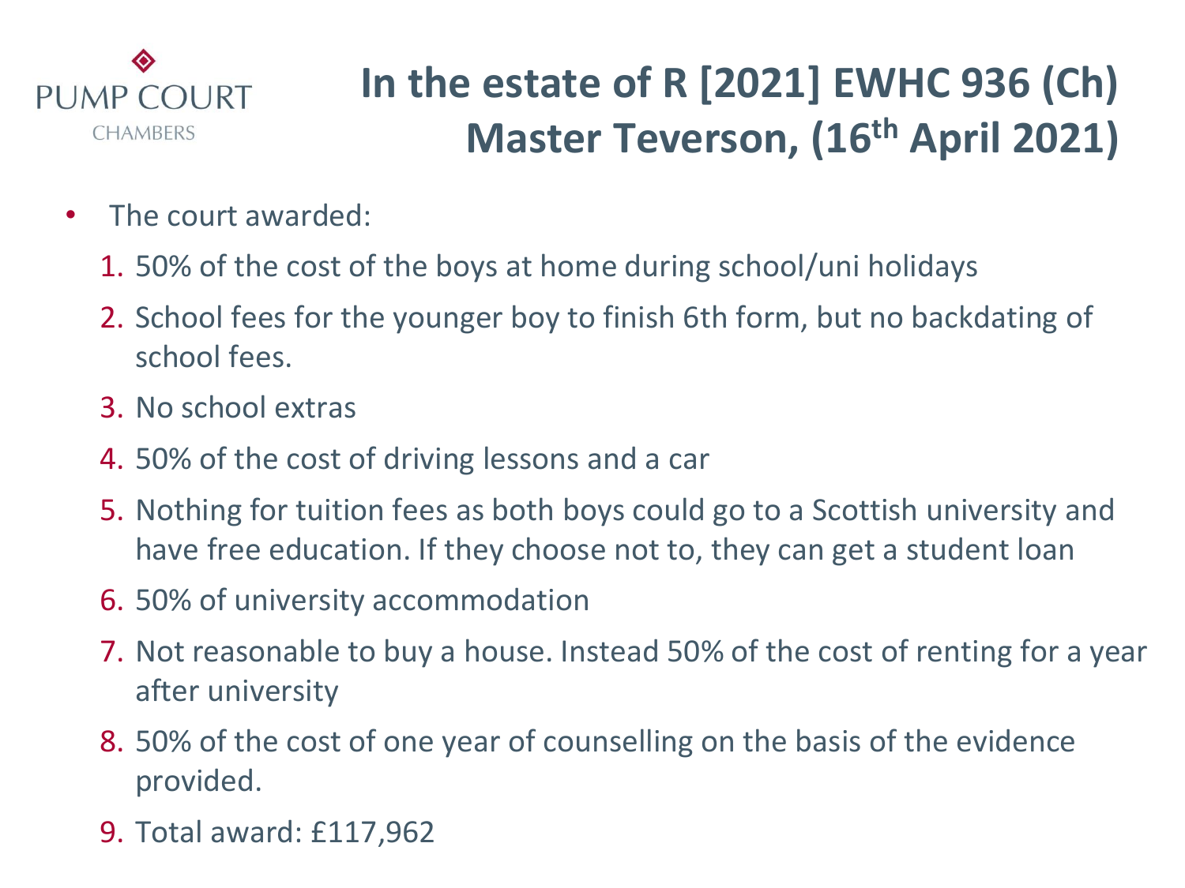# In the estate of R [2021] EWHC 936 (Ch) Master Teverson, (16th April 2021)

- The court awarded:
  1. 50% of the cost of the boys at home during school/uni holidays
  2. School fees for the younger boy to finish 6th form, but no backdating of school fees.
  3. No school extras
  4. 50% of the cost of driving lessons and a car
  5. Nothing for tuition fees as both boys could go to a Scottish university and have free education. If they choose not to, they can get a student loan
  6. 50% of university accommodation
  7. Not reasonable to buy a house. Instead 50% of the cost of renting for a year after university
  8. 50% of the cost of one year of counselling on the basis of the evidence provided.
  9. Total award: £117,962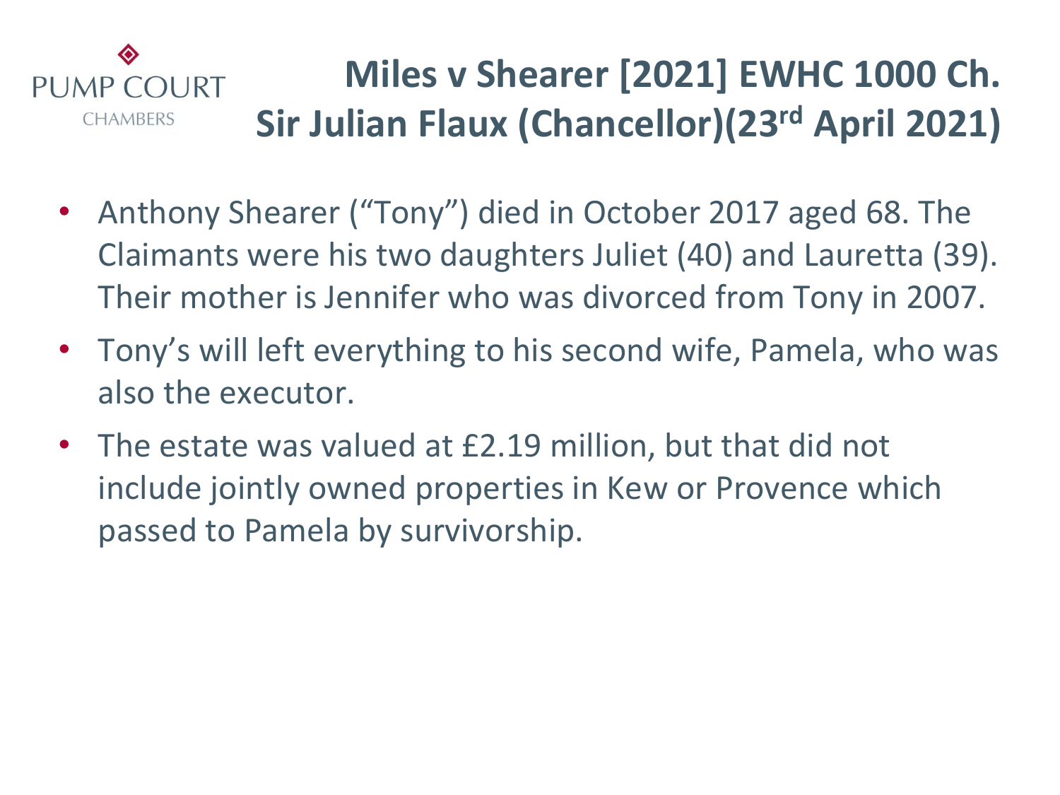# Miles v Shearer [2021] EWHC 1000 Ch. Sir Julian Flaux (Chancellor)(23rd April 2021)

- Anthony Shearer ("Tony") died in October 2017 aged 68. The Claimants were his two daughters Juliet (40) and Lauretta (39). Their mother is Jennifer who was divorced from Tony in 2007.
- Tony's will left everything to his second wife, Pamela, who was also the executor.
- The estate was valued at £2.19 million, but that did not include jointly owned properties in Kew or Provence which passed to Pamela by survivorship.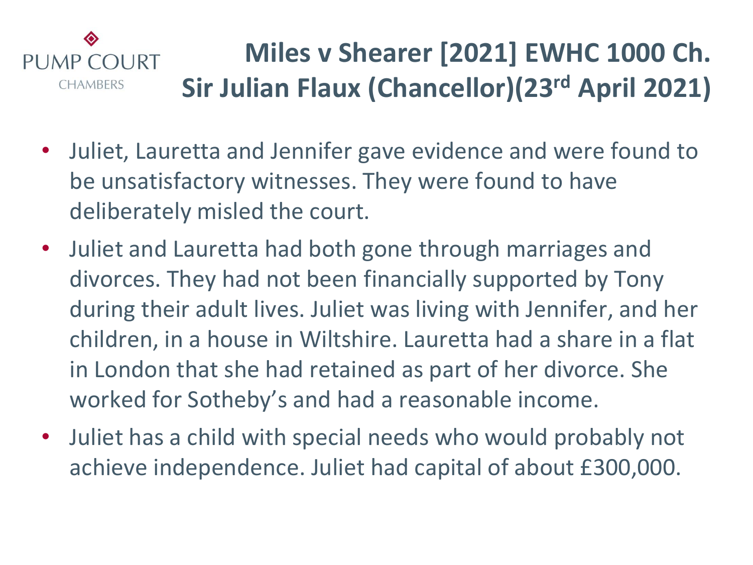# Miles v Shearer [2021] EWHC 1000 Ch. Sir Julian Flaux (Chancellor)(23rd April 2021)

- Juliet, Lauretta and Jennifer gave evidence and were found to be unsatisfactory witnesses. They were found to have deliberately misled the court.
- Juliet and Lauretta had both gone through marriages and divorces. They had not been financially supported by Tony during their adult lives. Juliet was living with Jennifer, and her children, in a house in Wiltshire. Lauretta had a share in a flat in London that she had retained as part of her divorce. She worked for Sotheby's and had a reasonable income.
- Juliet has a child with special needs who would probably not achieve independence. Juliet had capital of about £300,000.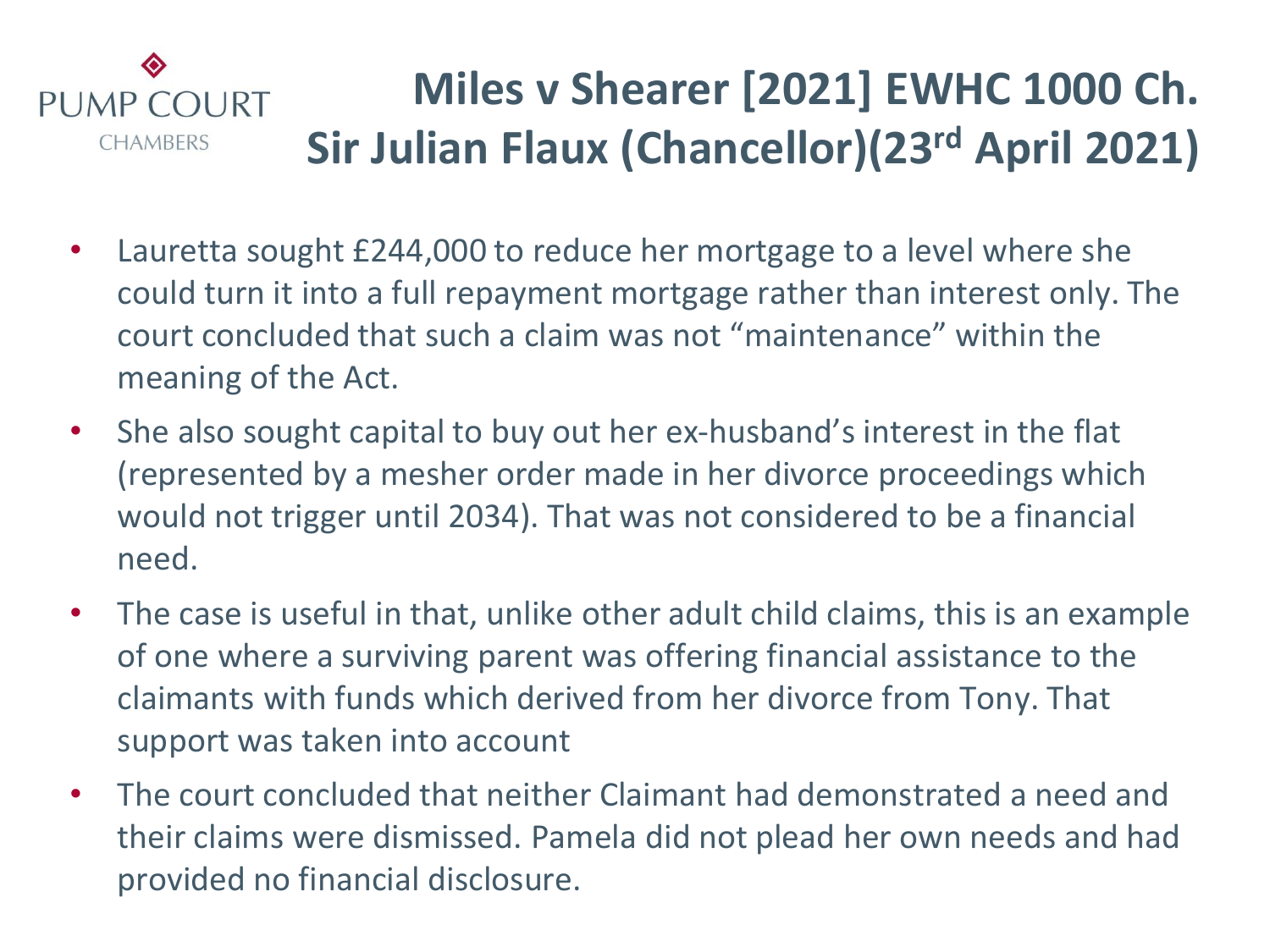# Miles v Shearer [2021] EWHC 1000 Ch. Sir Julian Flaux (Chancellor)(23rd April 2021)

- Lauretta sought £244,000 to reduce her mortgage to a level where she could turn it into a full repayment mortgage rather than interest only. The court concluded that such a claim was not "maintenance" within the meaning of the Act.
- She also sought capital to buy out her ex-husband's interest in the flat (represented by a mesher order made in her divorce proceedings which would not trigger until 2034). That was not considered to be a financial need.
- The case is useful in that, unlike other adult child claims, this is an example of one where a surviving parent was offering financial assistance to the claimants with funds which derived from her divorce from Tony. That support was taken into account
- The court concluded that neither Claimant had demonstrated a need and their claims were dismissed. Pamela did not plead her own needs and had provided no financial disclosure.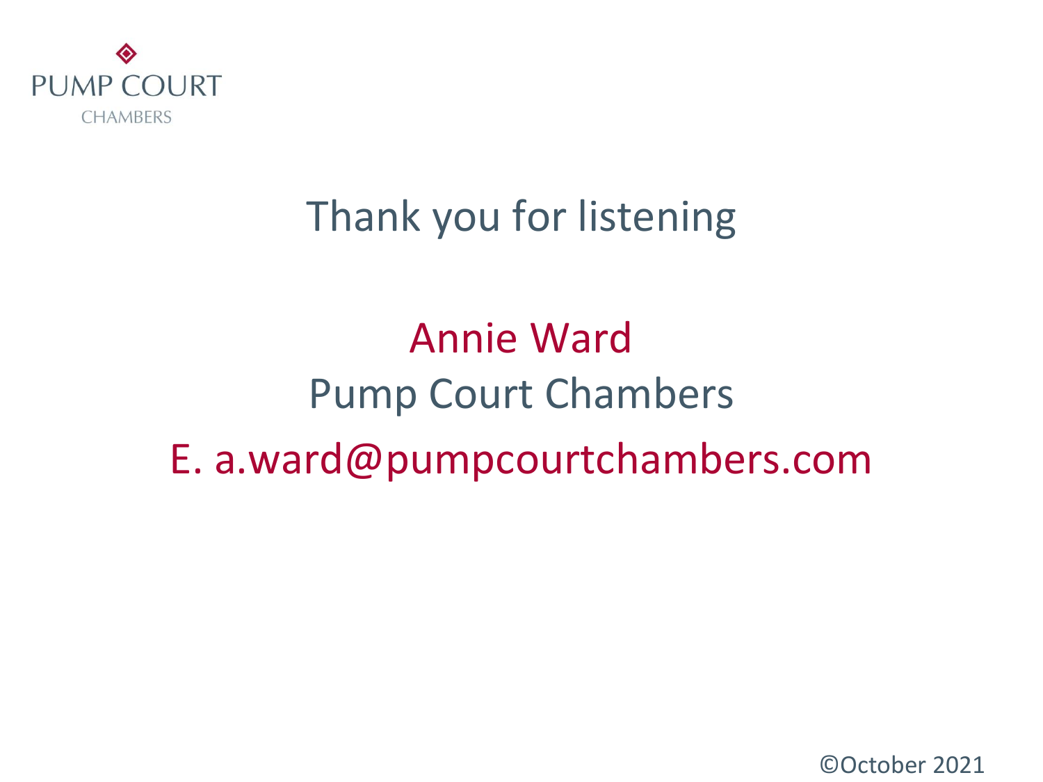PUMP COURT

CHAMBERS

# Thank you for listening

Annie Ward

Pump Court Chambers

E. a.ward@pumpcourtchambers.com

©October 2021